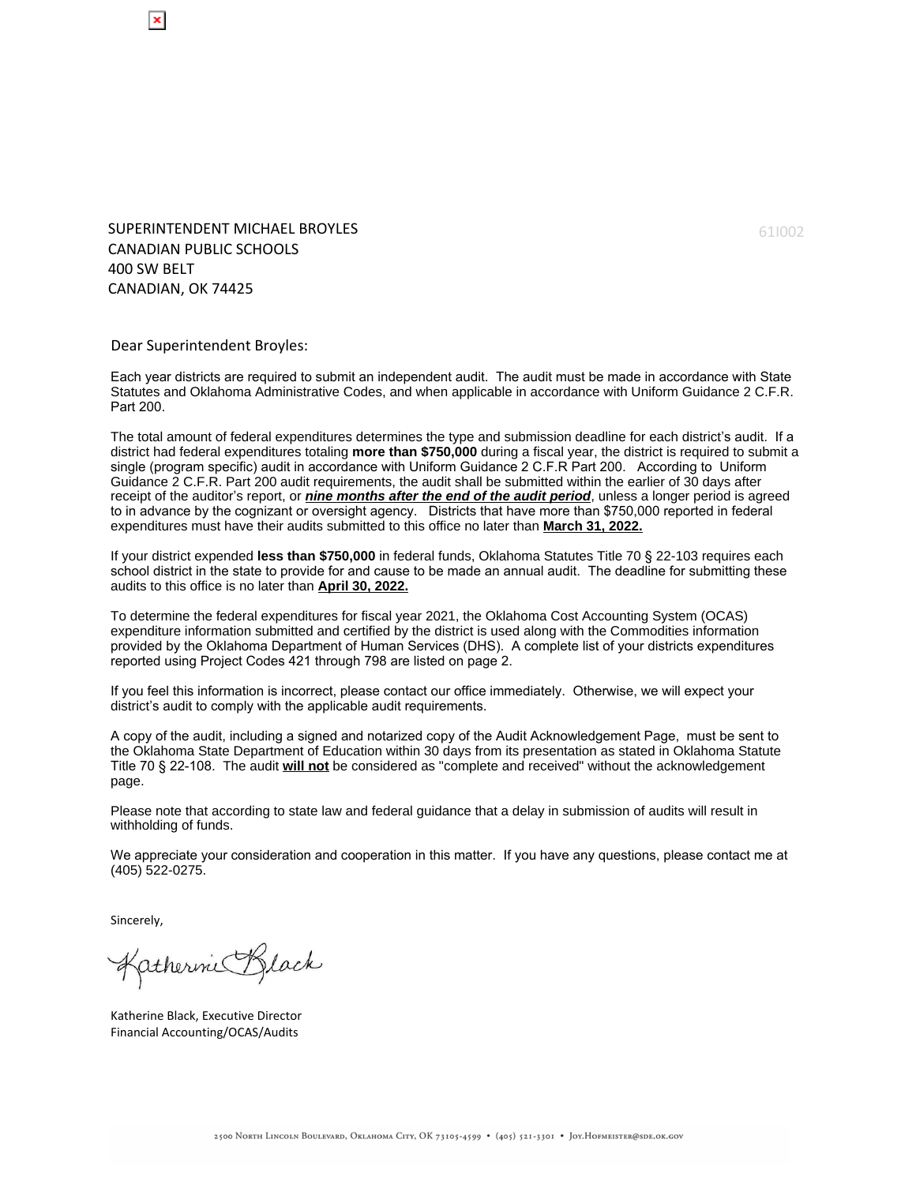SUPERINTENDENT MICHAEL BROYLES
CANADIAN PUBLIC SCHOOLS
400 SW BELT
CANADIAN, OK 74425

61I002

Dear Superintendent Broyles:

Each year districts are required to submit an independent audit. The audit must be made in accordance with State Statutes and Oklahoma Administrative Codes, and when applicable in accordance with Uniform Guidance 2 C.F.R. Part 200.

The total amount of federal expenditures determines the type and submission deadline for each district's audit. If a district had federal expenditures totaling **more than $750,000** during a fiscal year, the district is required to submit a single (program specific) audit in accordance with Uniform Guidance 2 C.F.R Part 200. According to Uniform Guidance 2 C.F.R. Part 200 audit requirements, the audit shall be submitted within the earlier of 30 days after receipt of the auditor's report, or ***nine months after the end of the audit period***, unless a longer period is agreed to in advance by the cognizant or oversight agency. Districts that have more than $750,000 reported in federal expenditures must have their audits submitted to this office no later than **March 31, 2022.**

If your district expended **less than $750,000** in federal funds, Oklahoma Statutes Title 70 § 22-103 requires each school district in the state to provide for and cause to be made an annual audit. The deadline for submitting these audits to this office is no later than **April 30, 2022.**

To determine the federal expenditures for fiscal year 2021, the Oklahoma Cost Accounting System (OCAS) expenditure information submitted and certified by the district is used along with the Commodities information provided by the Oklahoma Department of Human Services (DHS). A complete list of your districts expenditures reported using Project Codes 421 through 798 are listed on page 2.

If you feel this information is incorrect, please contact our office immediately. Otherwise, we will expect your district's audit to comply with the applicable audit requirements.

A copy of the audit, including a signed and notarized copy of the Audit Acknowledgement Page, must be sent to the Oklahoma State Department of Education within 30 days from its presentation as stated in Oklahoma Statute Title 70 § 22-108. The audit **will not** be considered as "complete and received" without the acknowledgement page.

Please note that according to state law and federal guidance that a delay in submission of audits will result in withholding of funds.

We appreciate your consideration and cooperation in this matter. If you have any questions, please contact me at (405) 522-0275.

Sincerely,

Katherine Black

Katherine Black, Executive Director
Financial Accounting/OCAS/Audits

2500 North Lincoln Boulevard, Oklahoma City, OK 73105-4599 • (405) 521-3301 • Joy.Hofmeister@sde.ok.gov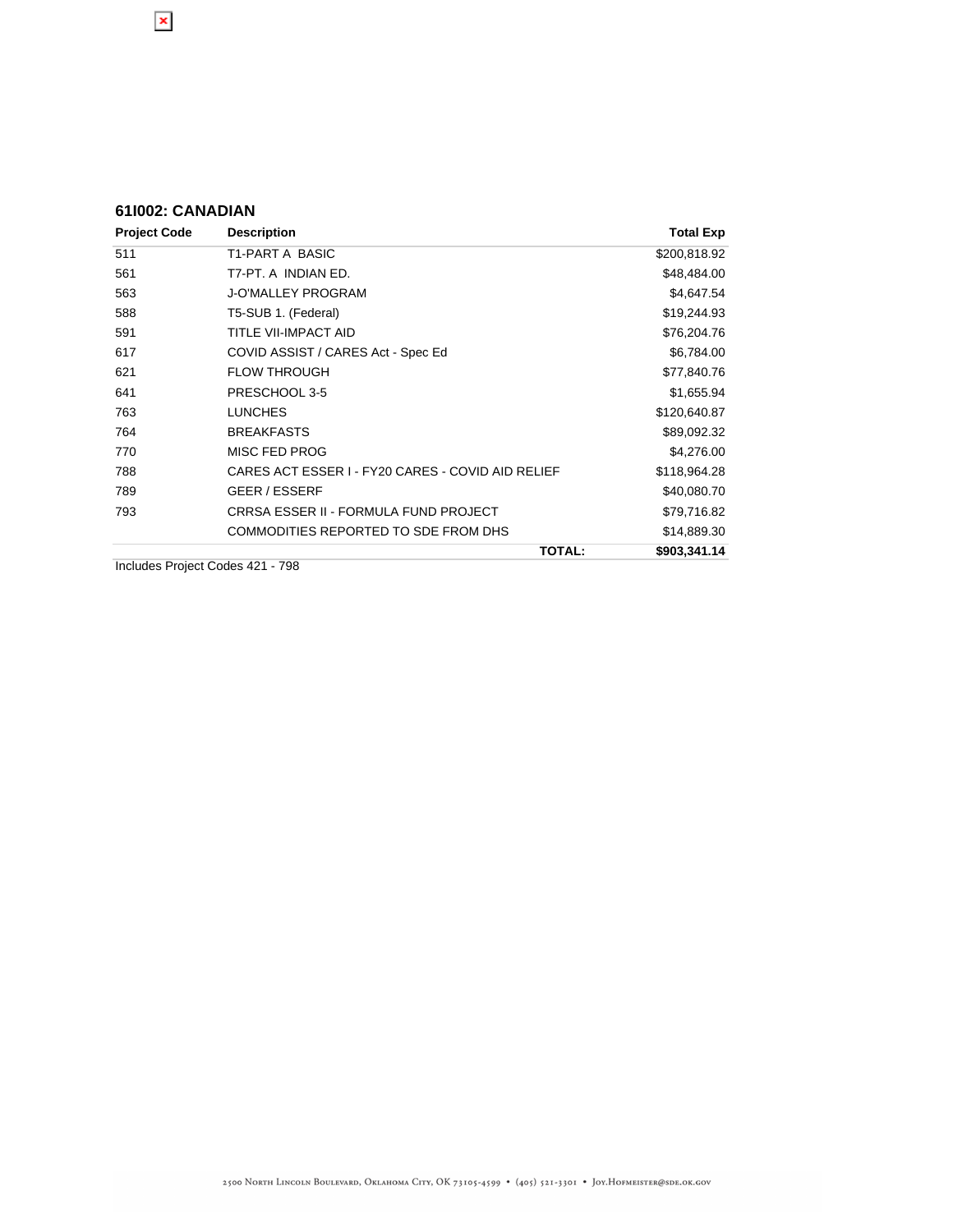### 61I002: CANADIAN

| Project Code | Description | Total Exp |
|---|---|---|
| 511 | T1-PART A BASIC | $200,818.92 |
| 561 | T7-PT. A INDIAN ED. | $48,484.00 |
| 563 | J-O'MALLEY PROGRAM | $4,647.54 |
| 588 | T5-SUB 1. (Federal) | $19,244.93 |
| 591 | TITLE VII-IMPACT AID | $76,204.76 |
| 617 | COVID ASSIST / CARES Act - Spec Ed | $6,784.00 |
| 621 | FLOW THROUGH | $77,840.76 |
| 641 | PRESCHOOL 3-5 | $1,655.94 |
| 763 | LUNCHES | $120,640.87 |
| 764 | BREAKFASTS | $89,092.32 |
| 770 | MISC FED PROG | $4,276.00 |
| 788 | CARES ACT ESSER I - FY20 CARES - COVID AID RELIEF | $118,964.28 |
| 789 | GEER / ESSERF | $40,080.70 |
| 793 | CRRSA ESSER II - FORMULA FUND PROJECT | $79,716.82 |
| | COMMODITIES REPORTED TO SDE FROM DHS | $14,889.30 |
| | **TOTAL:** | **$903,341.14** |

Includes Project Codes 421 - 798